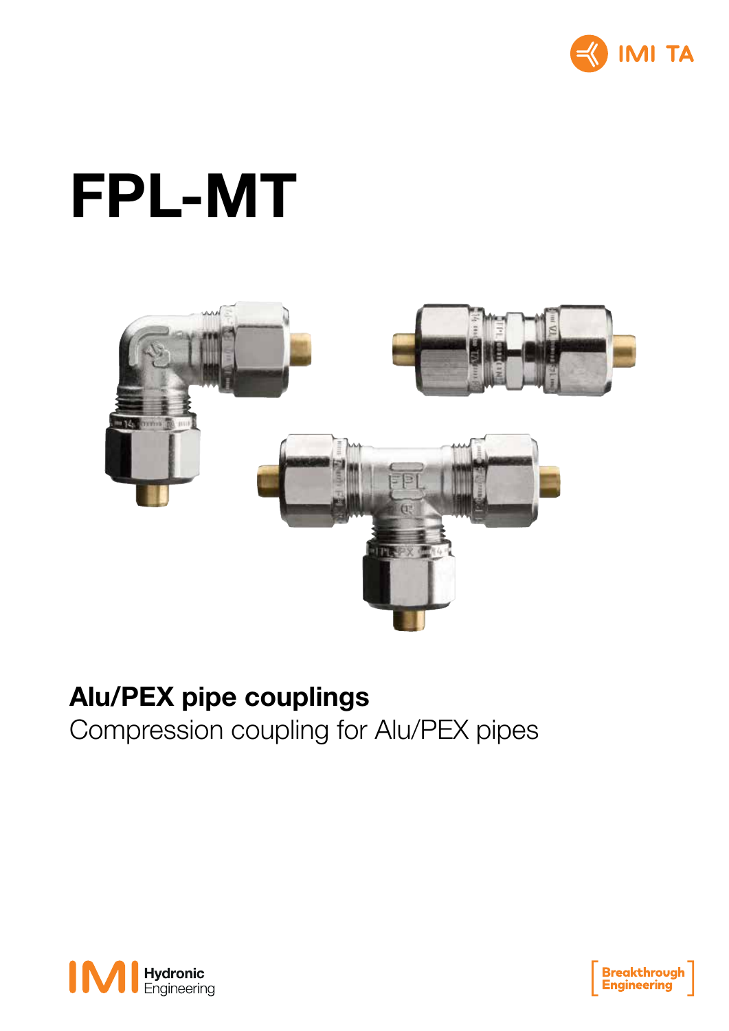# FPL-MT

## Alu/PEX pipe couplings

Compression coupling for Alu/PEX pipes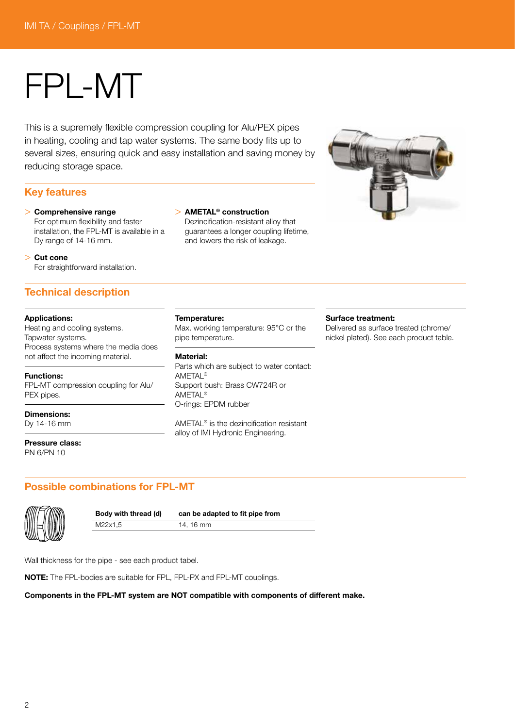# FPL-MT

This is a supremely flexible compression coupling for Alu/PEX pipes in heating, cooling and tap water systems. The same body fits up to several sizes, ensuring quick and easy installation and saving money by reducing storage space.

## Key features

> **Comprehensive range**
> For optimum flexibility and faster installation, the FPL-MT is available in a Dy range of 14-16 mm.

> **Cut cone**
> For straightforward installation.

> **AMETAL® construction**
> Dezincification-resistant alloy that guarantees a longer coupling lifetime, and lowers the risk of leakage.

## Technical description

**Applications:**
Heating and cooling systems.
Tapwater systems.
Process systems where the media does not affect the incoming material.

**Functions:**
FPL-MT compression coupling for Alu/PEX pipes.

**Dimensions:**
Dy 14-16 mm

**Pressure class:**
PN 6/PN 10

**Temperature:**
Max. working temperature: 95°C or the pipe temperature.

**Material:**
Parts which are subject to water contact:
AMETAL®
Support bush: Brass CW724R or AMETAL®
O-rings: EPDM rubber

AMETAL® is the dezincification resistant alloy of IMI Hydronic Engineering.

**Surface treatment:**
Delivered as surface treated (chrome/nickel plated). See each product table.

## Possible combinations for FPL-MT

| Body with thread (d) | can be adapted to fit pipe from |
|---|---|
| M22x1,5 | 14, 16 mm |

Wall thickness for the pipe - see each product tabel.

**NOTE:** The FPL-bodies are suitable for FPL, FPL-PX and FPL-MT couplings.

**Components in the FPL-MT system are NOT compatible with components of different make.**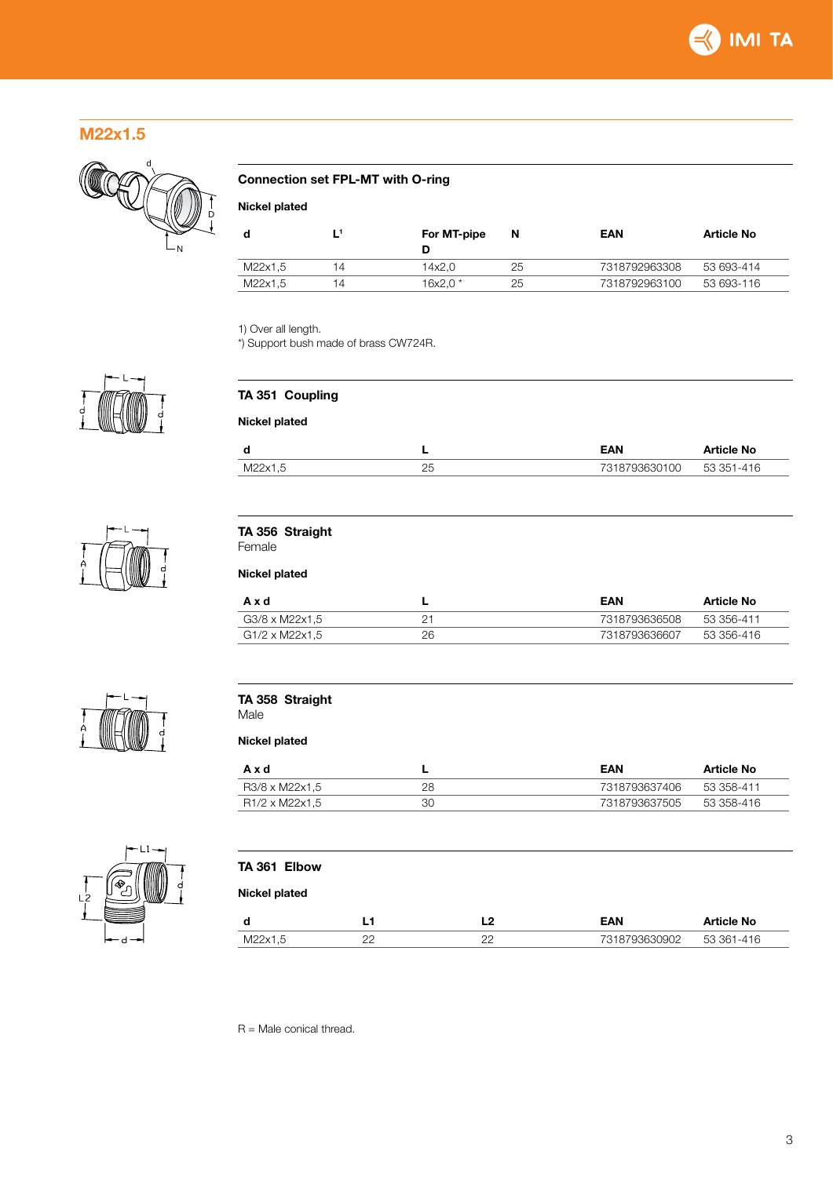## M22x1.5

### Connection set FPL-MT with O-ring

**Nickel plated**

| d | L[1] | For MT-pipe D | N | EAN | Article No |
|---|---|---|---|---|---|
| M22x1,5 | 14 | 14x2,0 | 25 | 7318792963308 | 53 693-414 |
| M22x1,5 | 14 | 16x2,0 * | 25 | 7318792963100 | 53 693-116 |

1) Over all length.
*) Support bush made of brass CW724R.

### TA 351 Coupling

**Nickel plated**

| d | L | EAN | Article No |
|---|---|---|---|
| M22x1,5 | 25 | 7318793630100 | 53 351-416 |

### TA 356 Straight
Female

**Nickel plated**

| A x d | L | EAN | Article No |
|---|---|---|---|
| G3/8 x M22x1,5 | 21 | 7318793636508 | 53 356-411 |
| G1/2 x M22x1,5 | 26 | 7318793636607 | 53 356-416 |

### TA 358 Straight
Male

**Nickel plated**

| A x d | L | EAN | Article No |
|---|---|---|---|
| R3/8 x M22x1,5 | 28 | 7318793637406 | 53 358-411 |
| R1/2 x M22x1,5 | 30 | 7318793637505 | 53 358-416 |

### TA 361 Elbow

**Nickel plated**

| d | L1 | L2 | EAN | Article No |
|---|---|---|---|---|
| M22x1,5 | 22 | 22 | 7318793630902 | 53 361-416 |

R = Male conical thread.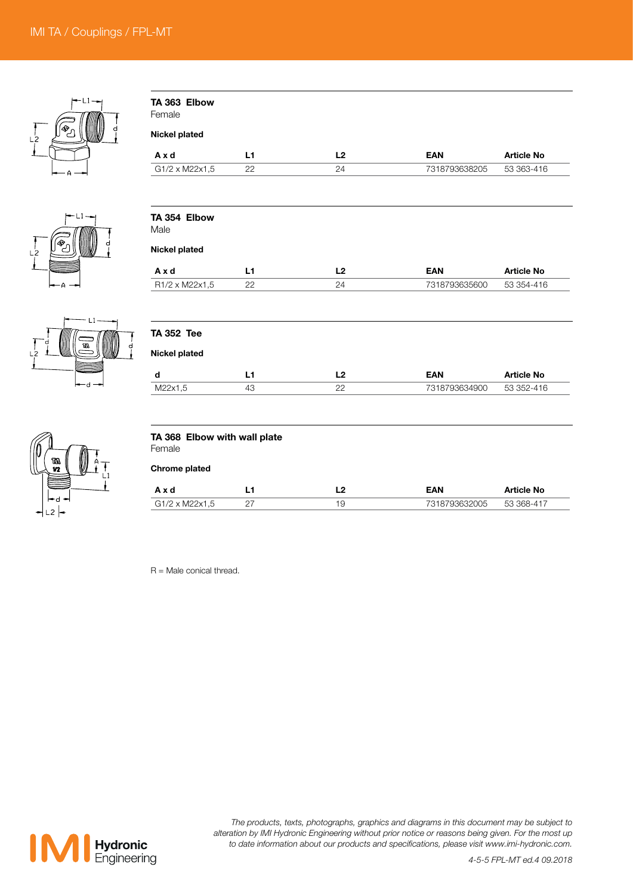## TA 363 Elbow

Female

**Nickel plated**

| A x d | L1 | L2 | EAN | Article No |
|---|---|---|---|---|
| G1/2 x M22x1,5 | 22 | 24 | 7318793638205 | 53 363-416 |

## TA 354 Elbow

Male

**Nickel plated**

| A x d | L1 | L2 | EAN | Article No |
|---|---|---|---|---|
| R1/2 x M22x1,5 | 22 | 24 | 7318793635600 | 53 354-416 |

## TA 352 Tee

**Nickel plated**

| d | L1 | L2 | EAN | Article No |
|---|---|---|---|---|
| M22x1,5 | 43 | 22 | 7318793634900 | 53 352-416 |

## TA 368 Elbow with wall plate

Female

**Chrome plated**

| A x d | L1 | L2 | EAN | Article No |
|---|---|---|---|---|
| G1/2 x M22x1,5 | 27 | 19 | 7318793632005 | 53 368-417 |

R = Male conical thread.

*The products, texts, photographs, graphics and diagrams in this document may be subject to alteration by IMI Hydronic Engineering without prior notice or reasons being given. For the most up to date information about our products and specifications, please visit www.imi-hydronic.com.*

*4-5-5 FPL-MT ed.4 09.2018*